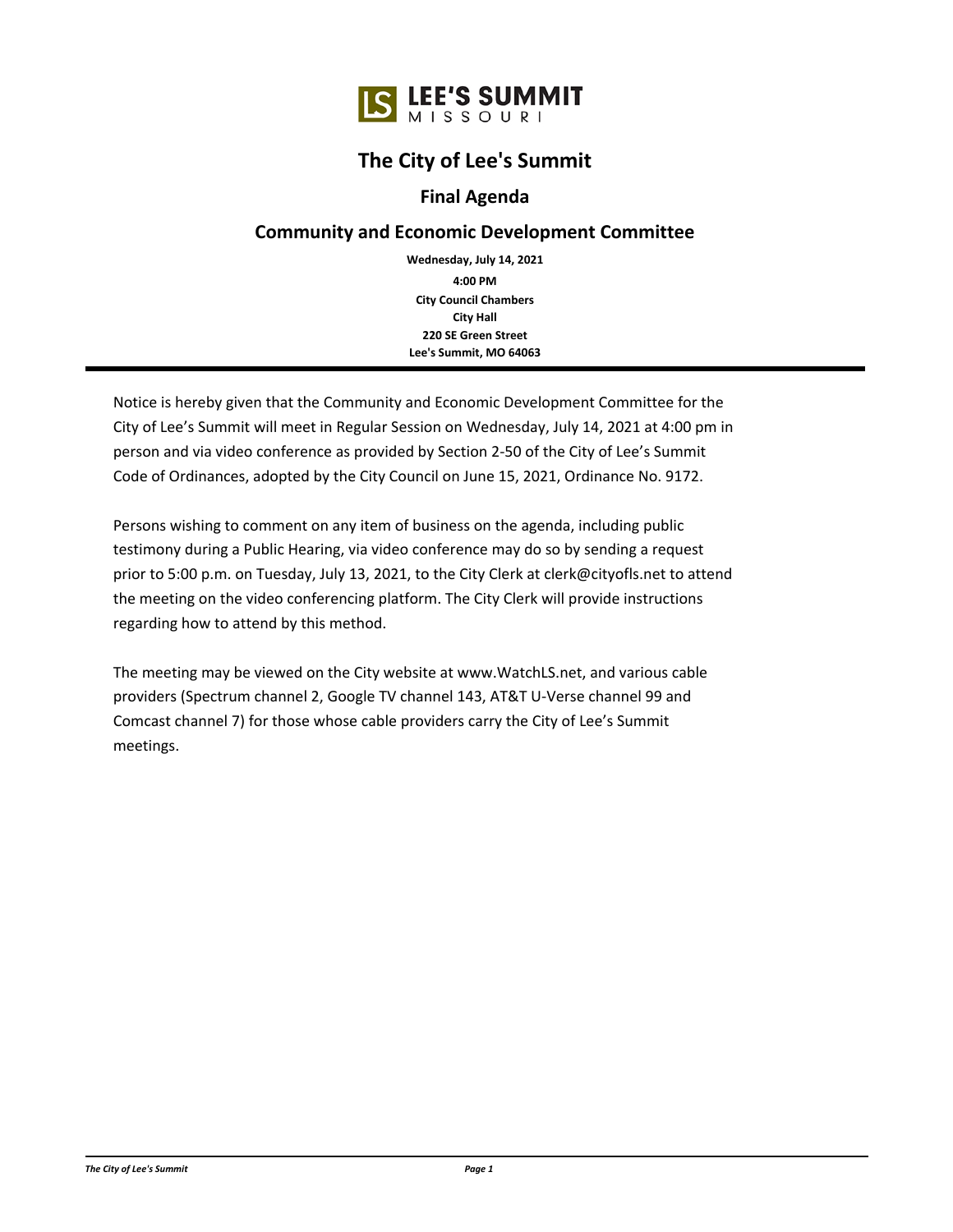LEE'S SUMMIT
MISSOURI

# The City of Lee's Summit

## Final Agenda

## Community and Economic Development Committee

**Wednesday, July 14, 2021**
**4:00 PM**
**City Council Chambers**
**City Hall**
**220 SE Green Street**
**Lee's Summit, MO 64063**

---

Notice is hereby given that the Community and Economic Development Committee for the City of Lee's Summit will meet in Regular Session on Wednesday, July 14, 2021 at 4:00 pm in person and via video conference as provided by Section 2-50 of the City of Lee's Summit Code of Ordinances, adopted by the City Council on June 15, 2021, Ordinance No. 9172.

Persons wishing to comment on any item of business on the agenda, including public testimony during a Public Hearing, via video conference may do so by sending a request prior to 5:00 p.m. on Tuesday, July 13, 2021, to the City Clerk at clerk@cityofls.net to attend the meeting on the video conferencing platform. The City Clerk will provide instructions regarding how to attend by this method.

The meeting may be viewed on the City website at www.WatchLS.net, and various cable providers (Spectrum channel 2, Google TV channel 143, AT&T U-Verse channel 99 and Comcast channel 7) for those whose cable providers carry the City of Lee's Summit meetings.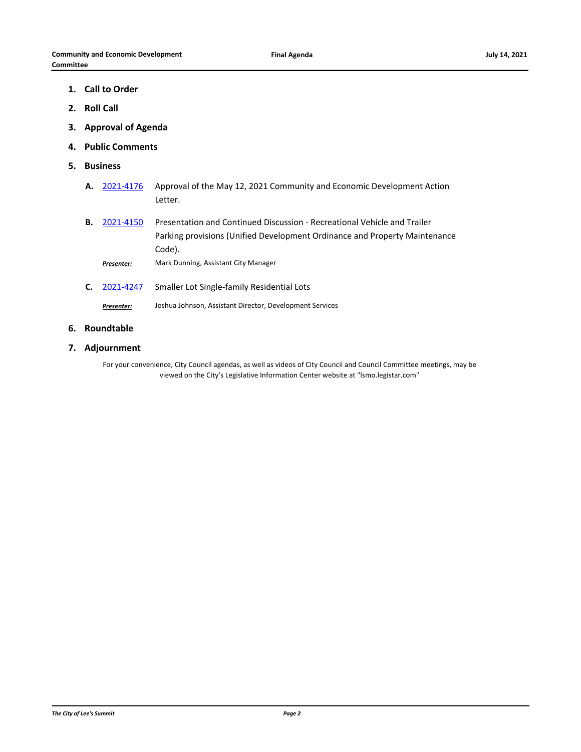1. **Call to Order**
2. **Roll Call**
3. **Approval of Agenda**
4. **Public Comments**
5. **Business**

   **A.** [2021-4176] Approval of the May 12, 2021 Community and Economic Development Action Letter.

   **B.** [2021-4150] Presentation and Continued Discussion - Recreational Vehicle and Trailer Parking provisions (Unified Development Ordinance and Property Maintenance Code).

   ***Presenter:*** Mark Dunning, Assistant City Manager

   **C.** [2021-4247] Smaller Lot Single-family Residential Lots

   ***Presenter:*** Joshua Johnson, Assistant Director, Development Services

6. **Roundtable**
7. **Adjournment**

For your convenience, City Council agendas, as well as videos of City Council and Council Committee meetings, may be viewed on the City's Legislative Information Center website at "lsmo.legistar.com"